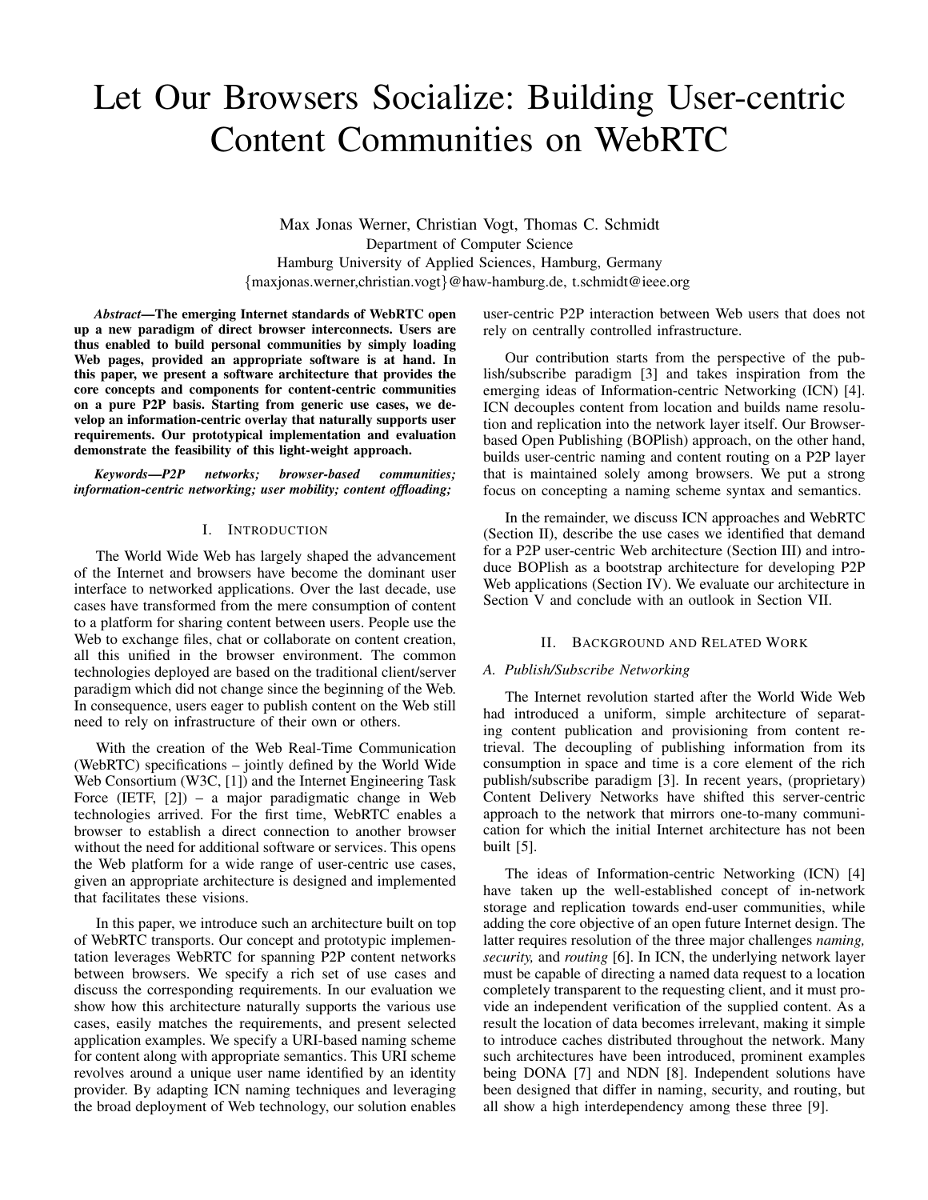# Let Our Browsers Socialize: Building User-centric Content Communities on WebRTC

Max Jonas Werner, Christian Vogt, Thomas C. Schmidt
Department of Computer Science
Hamburg University of Applied Sciences, Hamburg, Germany
{maxjonas.werner,christian.vogt}@haw-hamburg.de, t.schmidt@ieee.org

***Abstract*—The emerging Internet standards of WebRTC open up a new paradigm of direct browser interconnects. Users are thus enabled to build personal communities by simply loading Web pages, provided an appropriate software is at hand. In this paper, we present a software architecture that provides the core concepts and components for content-centric communities on a pure P2P basis. Starting from generic use cases, we develop an information-centric overlay that naturally supports user requirements. Our prototypical implementation and evaluation demonstrate the feasibility of this light-weight approach.**

***Keywords*—*P2P networks; browser-based communities; information-centric networking; user mobility; content offloading;***

## I. Introduction

The World Wide Web has largely shaped the advancement of the Internet and browsers have become the dominant user interface to networked applications. Over the last decade, use cases have transformed from the mere consumption of content to a platform for sharing content between users. People use the Web to exchange files, chat or collaborate on content creation, all this unified in the browser environment. The common technologies deployed are based on the traditional client/server paradigm which did not change since the beginning of the Web. In consequence, users eager to publish content on the Web still need to rely on infrastructure of their own or others.

With the creation of the Web Real-Time Communication (WebRTC) specifications – jointly defined by the World Wide Web Consortium (W3C, [1]) and the Internet Engineering Task Force (IETF, [2]) – a major paradigmatic change in Web technologies arrived. For the first time, WebRTC enables a browser to establish a direct connection to another browser without the need for additional software or services. This opens the Web platform for a wide range of user-centric use cases, given an appropriate architecture is designed and implemented that facilitates these visions.

In this paper, we introduce such an architecture built on top of WebRTC transports. Our concept and prototypic implementation leverages WebRTC for spanning P2P content networks between browsers. We specify a rich set of use cases and discuss the corresponding requirements. In our evaluation we show how this architecture naturally supports the various use cases, easily matches the requirements, and present selected application examples. We specify a URI-based naming scheme for content along with appropriate semantics. This URI scheme revolves around a unique user name identified by an identity provider. By adapting ICN naming techniques and leveraging the broad deployment of Web technology, our solution enables user-centric P2P interaction between Web users that does not rely on centrally controlled infrastructure.

Our contribution starts from the perspective of the publish/subscribe paradigm [3] and takes inspiration from the emerging ideas of Information-centric Networking (ICN) [4]. ICN decouples content from location and builds name resolution and replication into the network layer itself. Our Browser-based Open Publishing (BOPlish) approach, on the other hand, builds user-centric naming and content routing on a P2P layer that is maintained solely among browsers. We put a strong focus on concepting a naming scheme syntax and semantics.

In the remainder, we discuss ICN approaches and WebRTC (Section II), describe the use cases we identified that demand for a P2P user-centric Web architecture (Section III) and introduce BOPlish as a bootstrap architecture for developing P2P Web applications (Section IV). We evaluate our architecture in Section V and conclude with an outlook in Section VII.

## II. Background and Related Work

### A. Publish/Subscribe Networking

The Internet revolution started after the World Wide Web had introduced a uniform, simple architecture of separating content publication and provisioning from content retrieval. The decoupling of publishing information from its consumption in space and time is a core element of the rich publish/subscribe paradigm [3]. In recent years, (proprietary) Content Delivery Networks have shifted this server-centric approach to the network that mirrors one-to-many communication for which the initial Internet architecture has not been built [5].

The ideas of Information-centric Networking (ICN) [4] have taken up the well-established concept of in-network storage and replication towards end-user communities, while adding the core objective of an open future Internet design. The latter requires resolution of the three major challenges *naming, security,* and *routing* [6]. In ICN, the underlying network layer must be capable of directing a named data request to a location completely transparent to the requesting client, and it must provide an independent verification of the supplied content. As a result the location of data becomes irrelevant, making it simple to introduce caches distributed throughout the network. Many such architectures have been introduced, prominent examples being DONA [7] and NDN [8]. Independent solutions have been designed that differ in naming, security, and routing, but all show a high interdependency among these three [9].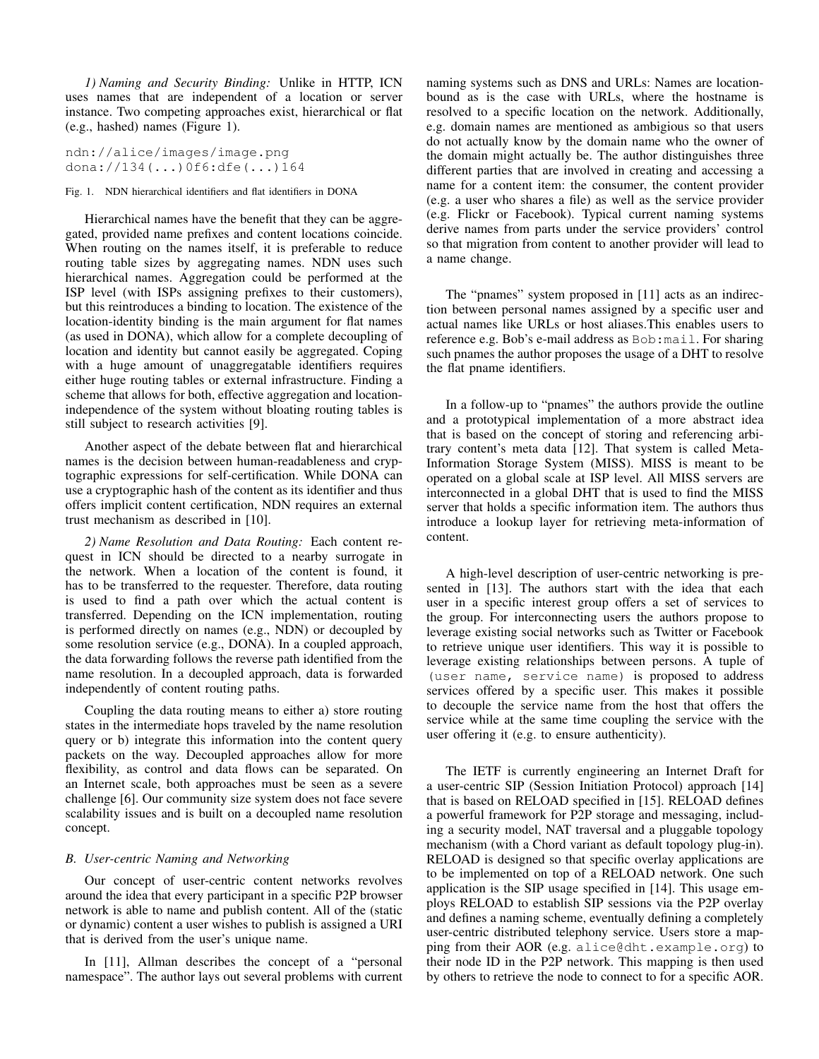*1) Naming and Security Binding:* Unlike in HTTP, ICN uses names that are independent of a location or server instance. Two competing approaches exist, hierarchical or flat (e.g., hashed) names (Figure 1).

```
ndn://alice/images/image.png
dona://134(...)0f6:dfe(...)164
```

Fig. 1. NDN hierarchical identifiers and flat identifiers in DONA

Hierarchical names have the benefit that they can be aggregated, provided name prefixes and content locations coincide. When routing on the names itself, it is preferable to reduce routing table sizes by aggregating names. NDN uses such hierarchical names. Aggregation could be performed at the ISP level (with ISPs assigning prefixes to their customers), but this reintroduces a binding to location. The existence of the location-identity binding is the main argument for flat names (as used in DONA), which allow for a complete decoupling of location and identity but cannot easily be aggregated. Coping with a huge amount of unaggregatable identifiers requires either huge routing tables or external infrastructure. Finding a scheme that allows for both, effective aggregation and location-independence of the system without bloating routing tables is still subject to research activities [9].

Another aspect of the debate between flat and hierarchical names is the decision between human-readableness and cryptographic expressions for self-certification. While DONA can use a cryptographic hash of the content as its identifier and thus offers implicit content certification, NDN requires an external trust mechanism as described in [10].

*2) Name Resolution and Data Routing:* Each content request in ICN should be directed to a nearby surrogate in the network. When a location of the content is found, it has to be transferred to the requester. Therefore, data routing is used to find a path over which the actual content is transferred. Depending on the ICN implementation, routing is performed directly on names (e.g., NDN) or decoupled by some resolution service (e.g., DONA). In a coupled approach, the data forwarding follows the reverse path identified from the name resolution. In a decoupled approach, data is forwarded independently of content routing paths.

Coupling the data routing means to either a) store routing states in the intermediate hops traveled by the name resolution query or b) integrate this information into the content query packets on the way. Decoupled approaches allow for more flexibility, as control and data flows can be separated. On an Internet scale, both approaches must be seen as a severe challenge [6]. Our community size system does not face severe scalability issues and is built on a decoupled name resolution concept.

### *B. User-centric Naming and Networking*

Our concept of user-centric content networks revolves around the idea that every participant in a specific P2P browser network is able to name and publish content. All of the (static or dynamic) content a user wishes to publish is assigned a URI that is derived from the user's unique name.

In [11], Allman describes the concept of a "personal namespace". The author lays out several problems with current naming systems such as DNS and URLs: Names are location-bound as is the case with URLs, where the hostname is resolved to a specific location on the network. Additionally, e.g. domain names are mentioned as ambigious so that users do not actually know by the domain name who the owner of the domain might actually be. The author distinguishes three different parties that are involved in creating and accessing a name for a content item: the consumer, the content provider (e.g. a user who shares a file) as well as the service provider (e.g. Flickr or Facebook). Typical current naming systems derive names from parts under the service providers' control so that migration from content to another provider will lead to a name change.

The "pnames" system proposed in [11] acts as an indirection between personal names assigned by a specific user and actual names like URLs or host aliases.This enables users to reference e.g. Bob's e-mail address as `Bob:mail`. For sharing such pnames the author proposes the usage of a DHT to resolve the flat pname identifiers.

In a follow-up to "pnames" the authors provide the outline and a prototypical implementation of a more abstract idea that is based on the concept of storing and referencing arbitrary content's meta data [12]. That system is called Meta-Information Storage System (MISS). MISS is meant to be operated on a global scale at ISP level. All MISS servers are interconnected in a global DHT that is used to find the MISS server that holds a specific information item. The authors thus introduce a lookup layer for retrieving meta-information of content.

A high-level description of user-centric networking is presented in [13]. The authors start with the idea that each user in a specific interest group offers a set of services to the group. For interconnecting users the authors propose to leverage existing social networks such as Twitter or Facebook to retrieve unique user identifiers. This way it is possible to leverage existing relationships between persons. A tuple of `(user name, service name)` is proposed to address services offered by a specific user. This makes it possible to decouple the service name from the host that offers the service while at the same time coupling the service with the user offering it (e.g. to ensure authenticity).

The IETF is currently engineering an Internet Draft for a user-centric SIP (Session Initiation Protocol) approach [14] that is based on RELOAD specified in [15]. RELOAD defines a powerful framework for P2P storage and messaging, including a security model, NAT traversal and a pluggable topology mechanism (with a Chord variant as default topology plug-in). RELOAD is designed so that specific overlay applications are to be implemented on top of a RELOAD network. One such application is the SIP usage specified in [14]. This usage employs RELOAD to establish SIP sessions via the P2P overlay and defines a naming scheme, eventually defining a completely user-centric distributed telephony service. Users store a mapping from their AOR (e.g. `alice@dht.example.org`) to their node ID in the P2P network. This mapping is then used by others to retrieve the node to connect to for a specific AOR.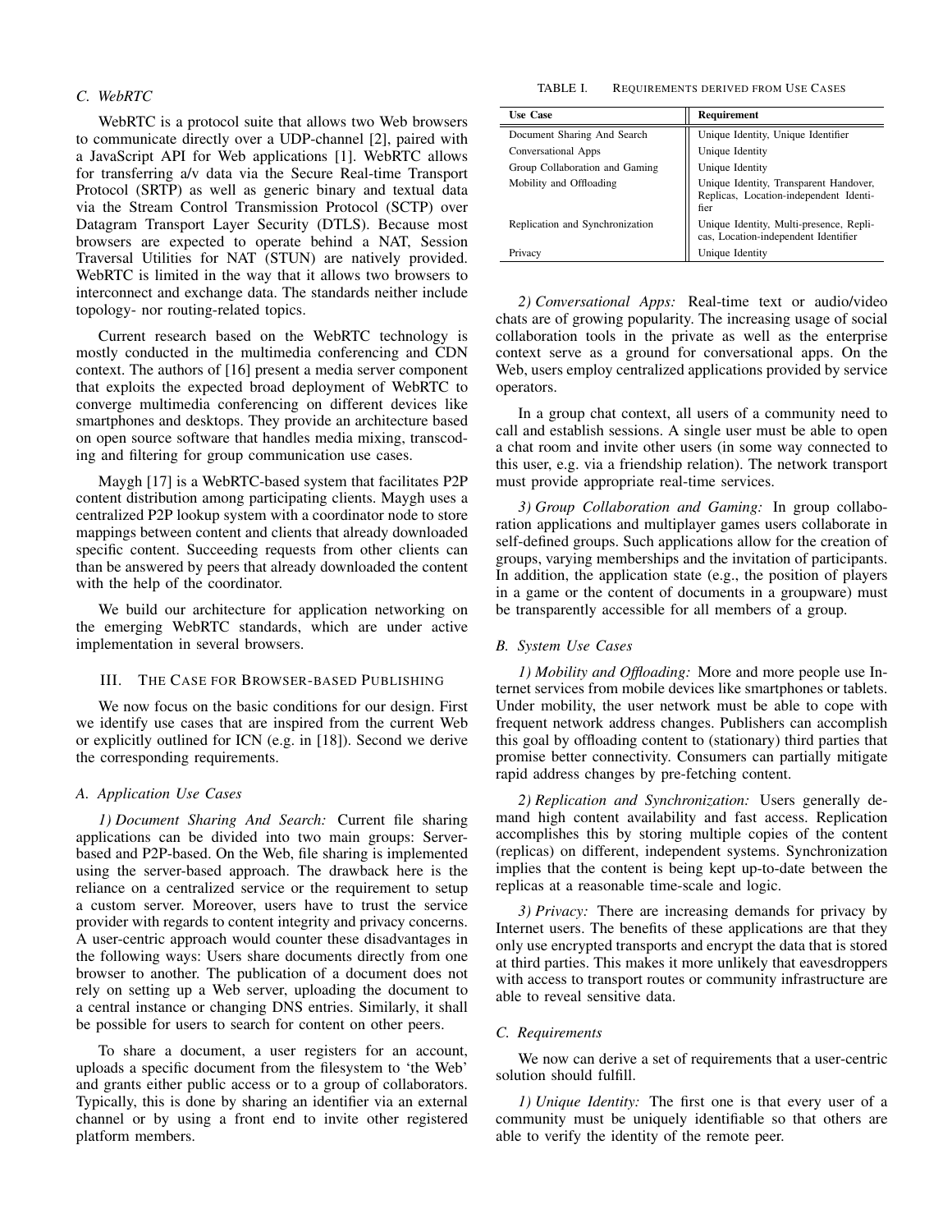### C. WebRTC

WebRTC is a protocol suite that allows two Web browsers to communicate directly over a UDP-channel [2], paired with a JavaScript API for Web applications [1]. WebRTC allows for transferring a/v data via the Secure Real-time Transport Protocol (SRTP) as well as generic binary and textual data via the Stream Control Transmission Protocol (SCTP) over Datagram Transport Layer Security (DTLS). Because most browsers are expected to operate behind a NAT, Session Traversal Utilities for NAT (STUN) are natively provided. WebRTC is limited in the way that it allows two browsers to interconnect and exchange data. The standards neither include topology- nor routing-related topics.

Current research based on the WebRTC technology is mostly conducted in the multimedia conferencing and CDN context. The authors of [16] present a media server component that exploits the expected broad deployment of WebRTC to converge multimedia conferencing on different devices like smartphones and desktops. They provide an architecture based on open source software that handles media mixing, transcoding and filtering for group communication use cases.

Maygh [17] is a WebRTC-based system that facilitates P2P content distribution among participating clients. Maygh uses a centralized P2P lookup system with a coordinator node to store mappings between content and clients that already downloaded specific content. Succeeding requests from other clients can than be answered by peers that already downloaded the content with the help of the coordinator.

We build our architecture for application networking on the emerging WebRTC standards, which are under active implementation in several browsers.

## III. The Case for Browser-based Publishing

We now focus on the basic conditions for our design. First we identify use cases that are inspired from the current Web or explicitly outlined for ICN (e.g. in [18]). Second we derive the corresponding requirements.

### A. Application Use Cases

*1) Document Sharing And Search:* Current file sharing applications can be divided into two main groups: Server-based and P2P-based. On the Web, file sharing is implemented using the server-based approach. The drawback here is the reliance on a centralized service or the requirement to setup a custom server. Moreover, users have to trust the service provider with regards to content integrity and privacy concerns. A user-centric approach would counter these disadvantages in the following ways: Users share documents directly from one browser to another. The publication of a document does not rely on setting up a Web server, uploading the document to a central instance or changing DNS entries. Similarly, it shall be possible for users to search for content on other peers.

To share a document, a user registers for an account, uploads a specific document from the filesystem to 'the Web' and grants either public access or to a group of collaborators. Typically, this is done by sharing an identifier via an external channel or by using a front end to invite other registered platform members.

TABLE I. Requirements derived from Use Cases

| Use Case | Requirement |
|---|---|
| Document Sharing And Search | Unique Identity, Unique Identifier |
| Conversational Apps | Unique Identity |
| Group Collaboration and Gaming | Unique Identity |
| Mobility and Offloading | Unique Identity, Transparent Handover, Replicas, Location-independent Identifier |
| Replication and Synchronization | Unique Identity, Multi-presence, Replicas, Location-independent Identifier |
| Privacy | Unique Identity |

*2) Conversational Apps:* Real-time text or audio/video chats are of growing popularity. The increasing usage of social collaboration tools in the private as well as the enterprise context serve as a ground for conversational apps. On the Web, users employ centralized applications provided by service operators.

In a group chat context, all users of a community need to call and establish sessions. A single user must be able to open a chat room and invite other users (in some way connected to this user, e.g. via a friendship relation). The network transport must provide appropriate real-time services.

*3) Group Collaboration and Gaming:* In group collaboration applications and multiplayer games users collaborate in self-defined groups. Such applications allow for the creation of groups, varying memberships and the invitation of participants. In addition, the application state (e.g., the position of players in a game or the content of documents in a groupware) must be transparently accessible for all members of a group.

### B. System Use Cases

*1) Mobility and Offloading:* More and more people use Internet services from mobile devices like smartphones or tablets. Under mobility, the user network must be able to cope with frequent network address changes. Publishers can accomplish this goal by offloading content to (stationary) third parties that promise better connectivity. Consumers can partially mitigate rapid address changes by pre-fetching content.

*2) Replication and Synchronization:* Users generally demand high content availability and fast access. Replication accomplishes this by storing multiple copies of the content (replicas) on different, independent systems. Synchronization implies that the content is being kept up-to-date between the replicas at a reasonable time-scale and logic.

*3) Privacy:* There are increasing demands for privacy by Internet users. The benefits of these applications are that they only use encrypted transports and encrypt the data that is stored at third parties. This makes it more unlikely that eavesdroppers with access to transport routes or community infrastructure are able to reveal sensitive data.

### C. Requirements

We now can derive a set of requirements that a user-centric solution should fulfill.

*1) Unique Identity:* The first one is that every user of a community must be uniquely identifiable so that others are able to verify the identity of the remote peer.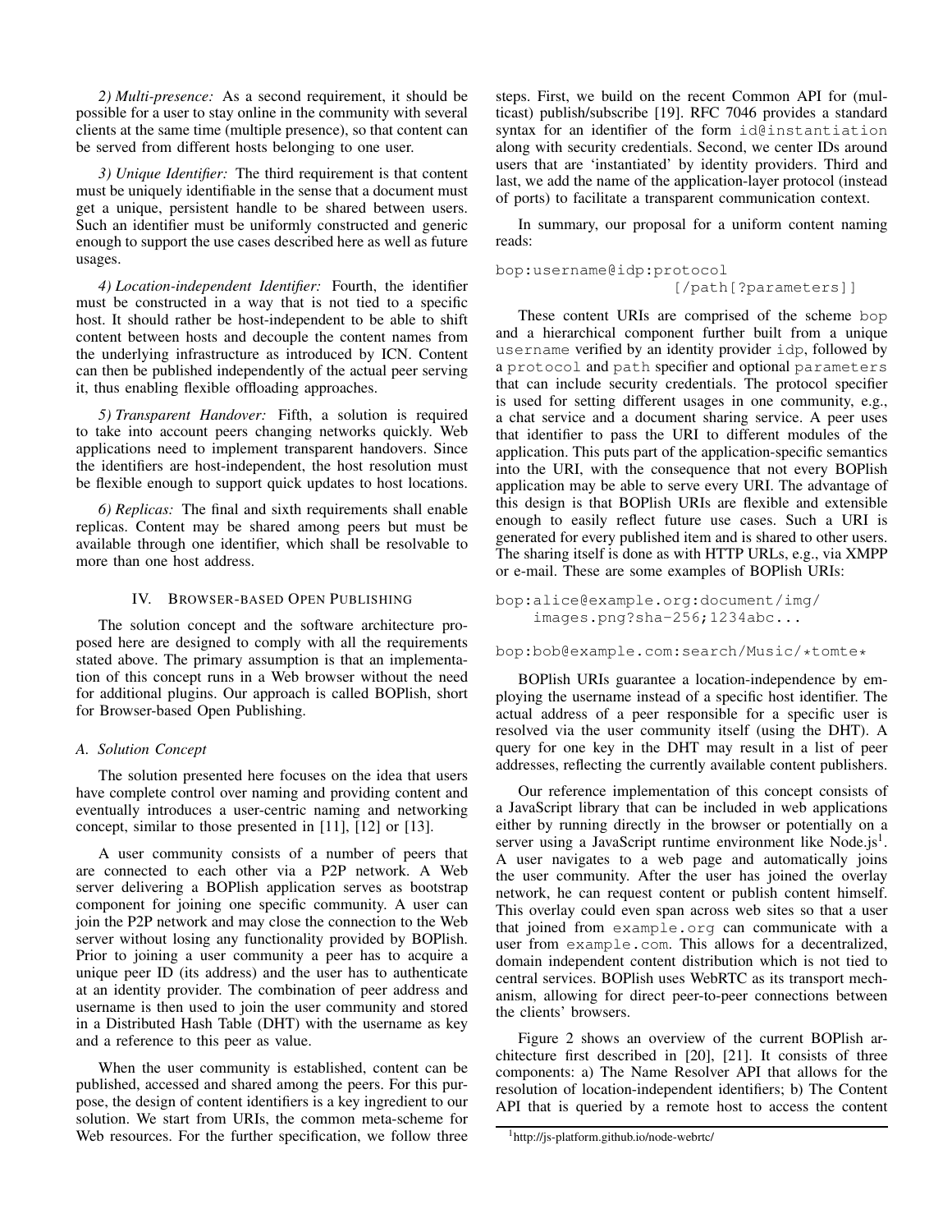*2) Multi-presence:* As a second requirement, it should be possible for a user to stay online in the community with several clients at the same time (multiple presence), so that content can be served from different hosts belonging to one user.

*3) Unique Identifier:* The third requirement is that content must be uniquely identifiable in the sense that a document must get a unique, persistent handle to be shared between users. Such an identifier must be uniformly constructed and generic enough to support the use cases described here as well as future usages.

*4) Location-independent Identifier:* Fourth, the identifier must be constructed in a way that is not tied to a specific host. It should rather be host-independent to be able to shift content between hosts and decouple the content names from the underlying infrastructure as introduced by ICN. Content can then be published independently of the actual peer serving it, thus enabling flexible offloading approaches.

*5) Transparent Handover:* Fifth, a solution is required to take into account peers changing networks quickly. Web applications need to implement transparent handovers. Since the identifiers are host-independent, the host resolution must be flexible enough to support quick updates to host locations.

*6) Replicas:* The final and sixth requirements shall enable replicas. Content may be shared among peers but must be available through one identifier, which shall be resolvable to more than one host address.

## IV. Browser-based Open Publishing

The solution concept and the software architecture proposed here are designed to comply with all the requirements stated above. The primary assumption is that an implementation of this concept runs in a Web browser without the need for additional plugins. Our approach is called BOPlish, short for Browser-based Open Publishing.

### A. Solution Concept

The solution presented here focuses on the idea that users have complete control over naming and providing content and eventually introduces a user-centric naming and networking concept, similar to those presented in [11], [12] or [13].

A user community consists of a number of peers that are connected to each other via a P2P network. A Web server delivering a BOPlish application serves as bootstrap component for joining one specific community. A user can join the P2P network and may close the connection to the Web server without losing any functionality provided by BOPlish. Prior to joining a user community a peer has to acquire a unique peer ID (its address) and the user has to authenticate at an identity provider. The combination of peer address and username is then used to join the user community and stored in a Distributed Hash Table (DHT) with the username as key and a reference to this peer as value.

When the user community is established, content can be published, accessed and shared among the peers. For this purpose, the design of content identifiers is a key ingredient to our solution. We start from URIs, the common meta-scheme for Web resources. For the further specification, we follow three steps. First, we build on the recent Common API for (multicast) publish/subscribe [19]. RFC 7046 provides a standard syntax for an identifier of the form `id@instantiation` along with security credentials. Second, we center IDs around users that are 'instantiated' by identity providers. Third and last, we add the name of the application-layer protocol (instead of ports) to facilitate a transparent communication context.

In summary, our proposal for a uniform content naming reads:

```
bop:username@idp:protocol
                    [/path[?parameters]]
```

These content URIs are comprised of the scheme `bop` and a hierarchical component further built from a unique `username` verified by an identity provider `idp`, followed by a `protocol` and `path` specifier and optional `parameters` that can include security credentials. The protocol specifier is used for setting different usages in one community, e.g., a chat service and a document sharing service. A peer uses that identifier to pass the URI to different modules of the application. This puts part of the application-specific semantics into the URI, with the consequence that not every BOPlish application may be able to serve every URI. The advantage of this design is that BOPlish URIs are flexible and extensible enough to easily reflect future use cases. Such a URI is generated for every published item and is shared to other users. The sharing itself is done as with HTTP URLs, e.g., via XMPP or e-mail. These are some examples of BOPlish URIs:

```
bop:alice@example.org:document/img/
    images.png?sha-256;1234abc...

bop:bob@example.com:search/Music/*tomte*
```

BOPlish URIs guarantee a location-independence by employing the username instead of a specific host identifier. The actual address of a peer responsible for a specific user is resolved via the user community itself (using the DHT). A query for one key in the DHT may result in a list of peer addresses, reflecting the currently available content publishers.

Our reference implementation of this concept consists of a JavaScript library that can be included in web applications either by running directly in the browser or potentially on a server using a JavaScript runtime environment like Node.js[1]. A user navigates to a web page and automatically joins the user community. After the user has joined the overlay network, he can request content or publish content himself. This overlay could even span across web sites so that a user that joined from `example.org` can communicate with a user from `example.com`. This allows for a decentralized, domain independent content distribution which is not tied to central services. BOPlish uses WebRTC as its transport mechanism, allowing for direct peer-to-peer connections between the clients' browsers.

Figure 2 shows an overview of the current BOPlish architecture first described in [20], [21]. It consists of three components: a) The Name Resolver API that allows for the resolution of location-independent identifiers; b) The Content API that is queried by a remote host to access the content

[1] http://js-platform.github.io/node-webrtc/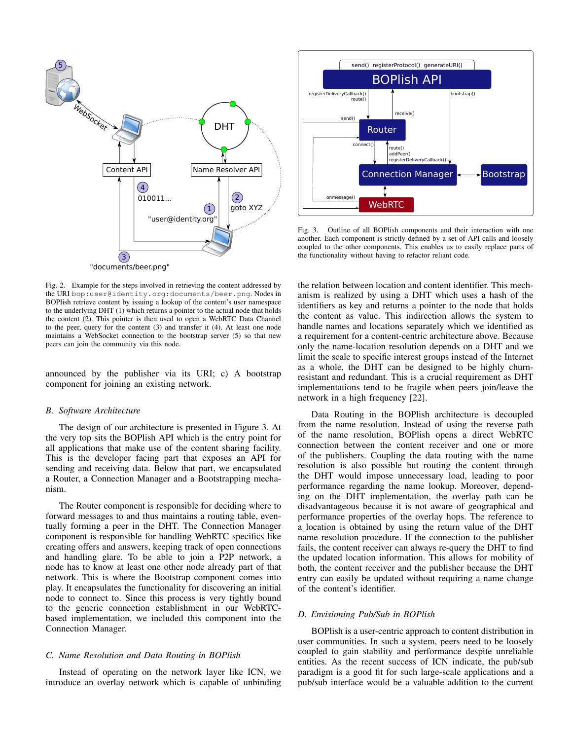5

WebSocket

DHT

Content API

Name Resolver API

4

010011...

2

goto XYZ

1

"user@identity.org"

3

"documents/beer.png"

Fig. 2. Example for the steps involved in retrieving the content addressed by the URI `bop:user@identity.org:documents/beer.png`. Nodes in BOPlish retrieve content by issuing a lookup of the content's user namespace to the underlying DHT (1) which returns a pointer to the actual node that holds the content (2). This pointer is then used to open a WebRTC Data Channel to the peer, query for the content (3) and transfer it (4). At least one node maintains a WebSocket connection to the bootstrap server (5) so that new peers can join the community via this node.

send() registerProtocol() generateURI()

BOPlish API

registerDeliveryCallback()
route()

bootstrap()

receive()

send()

Router

connect()

route()
addPeer()
registerDeliveryCallback()

Connection Manager

Bootstrap

onmessage()

WebRTC

Fig. 3. Outline of all BOPlish components and their interaction with one another. Each component is strictly defined by a set of API calls and loosely coupled to the other components. This enables us to easily replace parts of the functionality without having to refactor reliant code.

announced by the publisher via its URI; c) A bootstrap component for joining an existing network.

### *B. Software Architecture*

The design of our architecture is presented in Figure 3. At the very top sits the BOPlish API which is the entry point for all applications that make use of the content sharing facility. This is the developer facing part that exposes an API for sending and receiving data. Below that part, we encapsulated a Router, a Connection Manager and a Bootstrapping mechanism.

The Router component is responsible for deciding where to forward messages to and thus maintains a routing table, eventually forming a peer in the DHT. The Connection Manager component is responsible for handling WebRTC specifics like creating offers and answers, keeping track of open connections and handling glare. To be able to join a P2P network, a node has to know at least one other node already part of that network. This is where the Bootstrap component comes into play. It encapsulates the functionality for discovering an initial node to connect to. Since this process is very tightly bound to the generic connection establishment in our WebRTC-based implementation, we included this component into the Connection Manager.

### *C. Name Resolution and Data Routing in BOPlish*

Instead of operating on the network layer like ICN, we introduce an overlay network which is capable of unbinding the relation between location and content identifier. This mechanism is realized by using a DHT which uses a hash of the identifiers as key and returns a pointer to the node that holds the content as value. This indirection allows the system to handle names and locations separately which we identified as a requirement for a content-centric architecture above. Because only the name-location resolution depends on a DHT and we limit the scale to specific interest groups instead of the Internet as a whole, the DHT can be designed to be highly churn-resistant and redundant. This is a crucial requirement as DHT implementations tend to be fragile when peers join/leave the network in a high frequency [22].

Data Routing in the BOPlish architecture is decoupled from the name resolution. Instead of using the reverse path of the name resolution, BOPlish opens a direct WebRTC connection between the content receiver and one or more of the publishers. Coupling the data routing with the name resolution is also possible but routing the content through the DHT would impose unnecessary load, leading to poor performance regarding the name lookup. Moreover, depending on the DHT implementation, the overlay path can be disadvantageous because it is not aware of geographical and performance properties of the overlay hops. The reference to a location is obtained by using the return value of the DHT name resolution procedure. If the connection to the publisher fails, the content receiver can always re-query the DHT to find the updated location information. This allows for mobility of both, the content receiver and the publisher because the DHT entry can easily be updated without requiring a name change of the content's identifier.

### *D. Envisioning Pub/Sub in BOPlish*

BOPlish is a user-centric approach to content distribution in user communities. In such a system, peers need to be loosely coupled to gain stability and performance despite unreliable entities. As the recent success of ICN indicate, the pub/sub paradigm is a good fit for such large-scale applications and a pub/sub interface would be a valuable addition to the current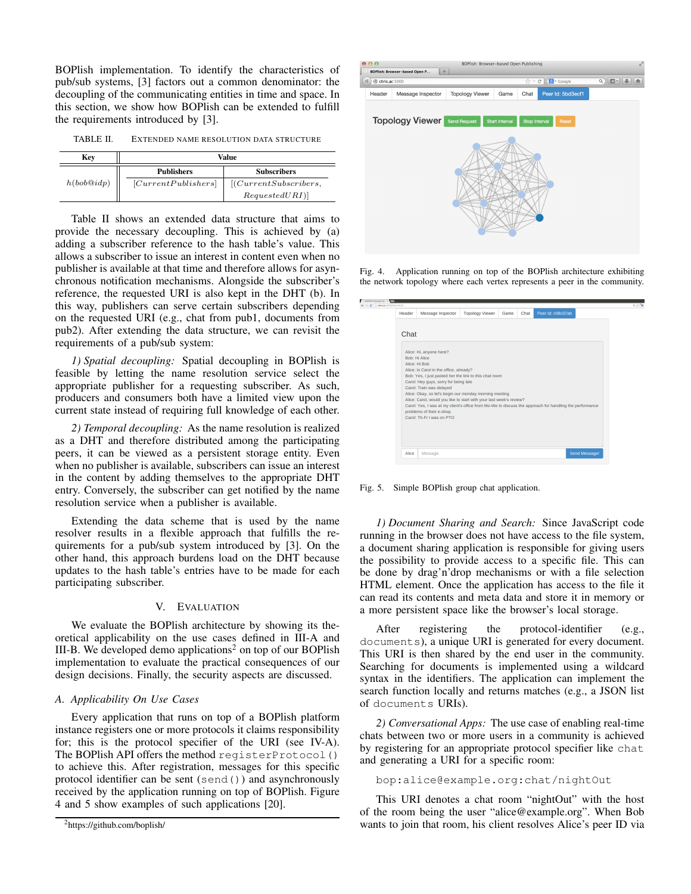BOPlish implementation. To identify the characteristics of pub/sub systems, [3] factors out a common denominator: the decoupling of the communicating entities in time and space. In this section, we show how BOPlish can be extended to fulfill the requirements introduced by [3].

TABLE II. EXTENDED NAME RESOLUTION DATA STRUCTURE

| Key | Value | |
|---|---|---|
| | **Publishers** | **Subscribers** |
| $h(bob@idp)$ | $[CurrentPublishers]$ | $[(CurrentSubscribers, RequestedURI)]$ |

Table II shows an extended data structure that aims to provide the necessary decoupling. This is achieved by (a) adding a subscriber reference to the hash table's value. This allows a subscriber to issue an interest in content even when no publisher is available at that time and therefore allows for asynchronous notification mechanisms. Alongside the subscriber's reference, the requested URI is also kept in the DHT (b). In this way, publishers can serve certain subscribers depending on the requested URI (e.g., chat from pub1, documents from pub2). After extending the data structure, we can revisit the requirements of a pub/sub system:

*1) Spatial decoupling:* Spatial decoupling in BOPlish is feasible by letting the name resolution service select the appropriate publisher for a requesting subscriber. As such, producers and consumers both have a limited view upon the current state instead of requiring full knowledge of each other.

*2) Temporal decoupling:* As the name resolution is realized as a DHT and therefore distributed among the participating peers, it can be viewed as a persistent storage entity. Even when no publisher is available, subscribers can issue an interest in the content by adding themselves to the appropriate DHT entry. Conversely, the subscriber can get notified by the name resolution service when a publisher is available.

Extending the data scheme that is used by the name resolver results in a flexible approach that fulfills the requirements for a pub/sub system introduced by [3]. On the other hand, this approach burdens load on the DHT because updates to the hash table's entries have to be made for each participating subscriber.

## V. EVALUATION

We evaluate the BOPlish architecture by showing its theoretical applicability on the use cases defined in III-A and III-B. We developed demo applications[2] on top of our BOPlish implementation to evaluate the practical consequences of our design decisions. Finally, the security aspects are discussed.

### A. Applicability On Use Cases

Every application that runs on top of a BOPlish platform instance registers one or more protocols it claims responsibility for; this is the protocol specifier of the URI (see IV-A). The BOPlish API offers the method `registerProtocol()` to achieve this. After registration, messages for this specific protocol identifier can be sent (`send()`) and asynchronously received by the application running on top of BOPlish. Figure 4 and 5 show examples of such applications [20].

[2] https://github.com/boplish/

Fig. 4. Application running on top of the BOPlish architecture exhibiting the network topology where each vertex represents a peer in the community.

Fig. 5. Simple BOPlish group chat application.

*1) Document Sharing and Search:* Since JavaScript code running in the browser does not have access to the file system, a document sharing application is responsible for giving users the possibility to provide access to a specific file. This can be done by drag'n'drop mechanisms or with a file selection HTML element. Once the application has access to the file it can read its contents and meta data and store it in memory or a more persistent space like the browser's local storage.

After registering the protocol-identifier (e.g., `documents`), a unique URI is generated for every document. This URI is then shared by the end user in the community. Searching for documents is implemented using a wildcard syntax in the identifiers. The application can implement the search function locally and returns matches (e.g., a JSON list of `documents` URIs).

*2) Conversational Apps:* The use case of enabling real-time chats between two or more users in a community is achieved by registering for an appropriate protocol specifier like `chat` and generating a URI for a specific room:

```
bop:alice@example.org:chat/nightOut
```

This URI denotes a chat room "nightOut" with the host of the room being the user "alice@example.org". When Bob wants to join that room, his client resolves Alice's peer ID via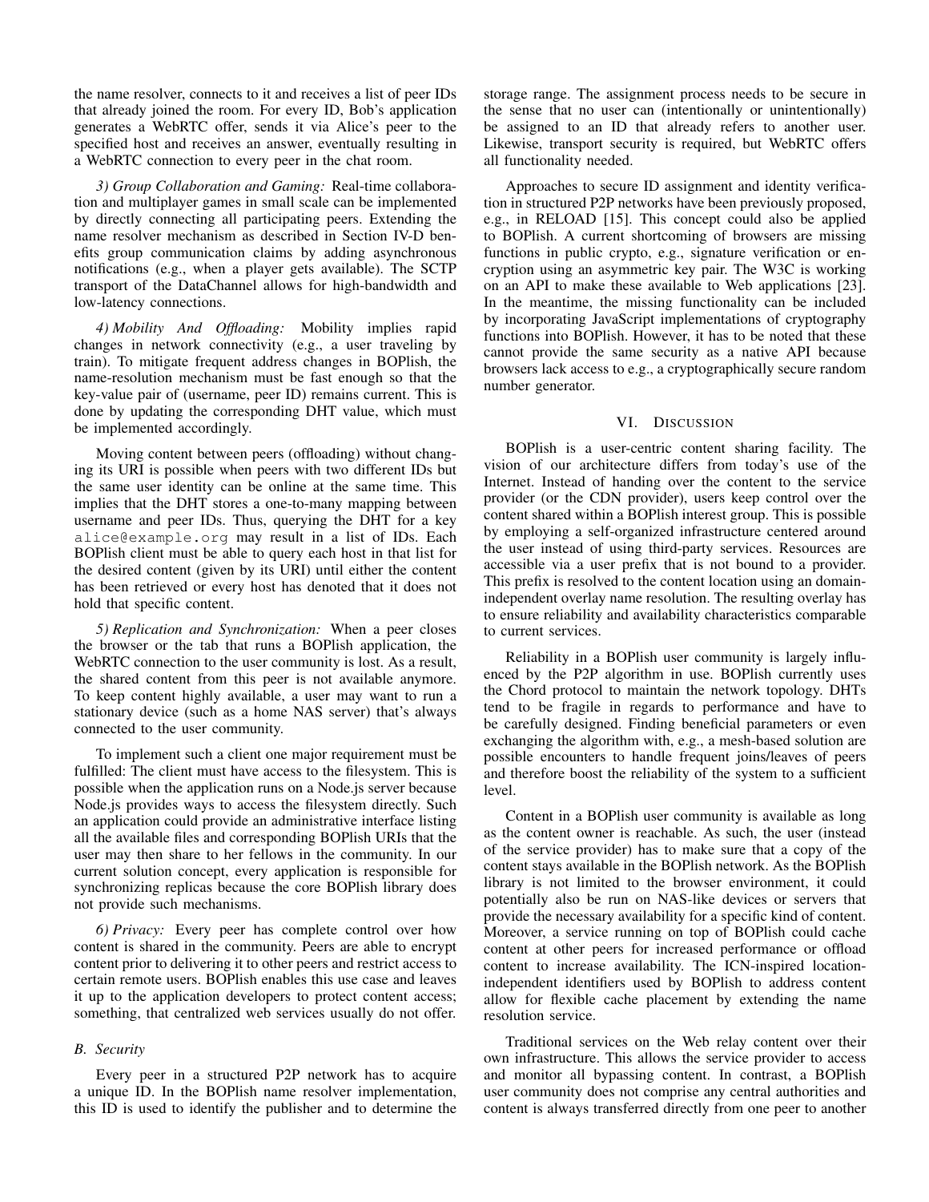the name resolver, connects to it and receives a list of peer IDs that already joined the room. For every ID, Bob's application generates a WebRTC offer, sends it via Alice's peer to the specified host and receives an answer, eventually resulting in a WebRTC connection to every peer in the chat room.

*3) Group Collaboration and Gaming:* Real-time collaboration and multiplayer games in small scale can be implemented by directly connecting all participating peers. Extending the name resolver mechanism as described in Section IV-D benefits group communication claims by adding asynchronous notifications (e.g., when a player gets available). The SCTP transport of the DataChannel allows for high-bandwidth and low-latency connections.

*4) Mobility And Offloading:* Mobility implies rapid changes in network connectivity (e.g., a user traveling by train). To mitigate frequent address changes in BOPlish, the name-resolution mechanism must be fast enough so that the key-value pair of (username, peer ID) remains current. This is done by updating the corresponding DHT value, which must be implemented accordingly.

Moving content between peers (offloading) without changing its URI is possible when peers with two different IDs but the same user identity can be online at the same time. This implies that the DHT stores a one-to-many mapping between username and peer IDs. Thus, querying the DHT for a key `alice@example.org` may result in a list of IDs. Each BOPlish client must be able to query each host in that list for the desired content (given by its URI) until either the content has been retrieved or every host has denoted that it does not hold that specific content.

*5) Replication and Synchronization:* When a peer closes the browser or the tab that runs a BOPlish application, the WebRTC connection to the user community is lost. As a result, the shared content from this peer is not available anymore. To keep content highly available, a user may want to run a stationary device (such as a home NAS server) that's always connected to the user community.

To implement such a client one major requirement must be fulfilled: The client must have access to the filesystem. This is possible when the application runs on a Node.js server because Node.js provides ways to access the filesystem directly. Such an application could provide an administrative interface listing all the available files and corresponding BOPlish URIs that the user may then share to her fellows in the community. In our current solution concept, every application is responsible for synchronizing replicas because the core BOPlish library does not provide such mechanisms.

*6) Privacy:* Every peer has complete control over how content is shared in the community. Peers are able to encrypt content prior to delivering it to other peers and restrict access to certain remote users. BOPlish enables this use case and leaves it up to the application developers to protect content access; something, that centralized web services usually do not offer.

### *B. Security*

Every peer in a structured P2P network has to acquire a unique ID. In the BOPlish name resolver implementation, this ID is used to identify the publisher and to determine the storage range. The assignment process needs to be secure in the sense that no user can (intentionally or unintentionally) be assigned to an ID that already refers to another user. Likewise, transport security is required, but WebRTC offers all functionality needed.

Approaches to secure ID assignment and identity verification in structured P2P networks have been previously proposed, e.g., in RELOAD [15]. This concept could also be applied to BOPlish. A current shortcoming of browsers are missing functions in public crypto, e.g., signature verification or encryption using an asymmetric key pair. The W3C is working on an API to make these available to Web applications [23]. In the meantime, the missing functionality can be included by incorporating JavaScript implementations of cryptography functions into BOPlish. However, it has to be noted that these cannot provide the same security as a native API because browsers lack access to e.g., a cryptographically secure random number generator.

## VI. DISCUSSION

BOPlish is a user-centric content sharing facility. The vision of our architecture differs from today's use of the Internet. Instead of handing over the content to the service provider (or the CDN provider), users keep control over the content shared within a BOPlish interest group. This is possible by employing a self-organized infrastructure centered around the user instead of using third-party services. Resources are accessible via a user prefix that is not bound to a provider. This prefix is resolved to the content location using an domain-independent overlay name resolution. The resulting overlay has to ensure reliability and availability characteristics comparable to current services.

Reliability in a BOPlish user community is largely influenced by the P2P algorithm in use. BOPlish currently uses the Chord protocol to maintain the network topology. DHTs tend to be fragile in regards to performance and have to be carefully designed. Finding beneficial parameters or even exchanging the algorithm with, e.g., a mesh-based solution are possible encounters to handle frequent joins/leaves of peers and therefore boost the reliability of the system to a sufficient level.

Content in a BOPlish user community is available as long as the content owner is reachable. As such, the user (instead of the service provider) has to make sure that a copy of the content stays available in the BOPlish network. As the BOPlish library is not limited to the browser environment, it could potentially also be run on NAS-like devices or servers that provide the necessary availability for a specific kind of content. Moreover, a service running on top of BOPlish could cache content at other peers for increased performance or offload content to increase availability. The ICN-inspired location-independent identifiers used by BOPlish to address content allow for flexible cache placement by extending the name resolution service.

Traditional services on the Web relay content over their own infrastructure. This allows the service provider to access and monitor all bypassing content. In contrast, a BOPlish user community does not comprise any central authorities and content is always transferred directly from one peer to another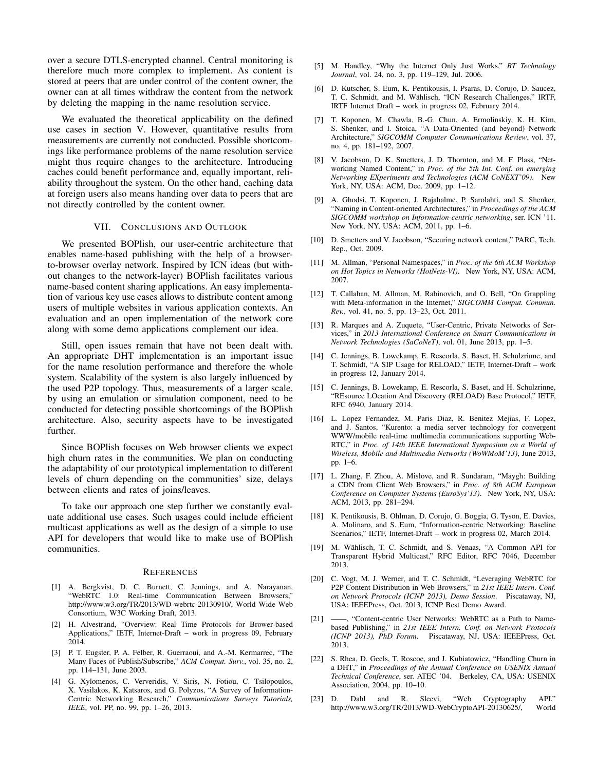over a secure DTLS-encrypted channel. Central monitoring is therefore much more complex to implement. As content is stored at peers that are under control of the content owner, the owner can at all times withdraw the content from the network by deleting the mapping in the name resolution service.

We evaluated the theoretical applicability on the defined use cases in section V. However, quantitative results from measurements are currently not conducted. Possible shortcomings like performance problems of the name resolution service might thus require changes to the architecture. Introducing caches could benefit performance and, equally important, reliability throughout the system. On the other hand, caching data at foreign users also means handing over data to peers that are not directly controlled by the content owner.

## VII. Conclusions and Outlook

We presented BOPlish, our user-centric architecture that enables name-based publishing with the help of a browser-to-browser overlay network. Inspired by ICN ideas (but without changes to the network-layer) BOPlish facilitates various name-based content sharing applications. An easy implementation of various key use cases allows to distribute content among users of multiple websites in various application contexts. An evaluation and an open implementation of the network core along with some demo applications complement our idea.

Still, open issues remain that have not been dealt with. An appropriate DHT implementation is an important issue for the name resolution performance and therefore the whole system. Scalability of the system is also largely influenced by the used P2P topology. Thus, measurements of a larger scale, by using an emulation or simulation component, need to be conducted for detecting possible shortcomings of the BOPlish architecture. Also, security aspects have to be investigated further.

Since BOPlish focuses on Web browser clients we expect high churn rates in the communities. We plan on conducting the adaptability of our prototypical implementation to different levels of churn depending on the communities' size, delays between clients and rates of joins/leaves.

To take our approach one step further we constantly evaluate additional use cases. Such usages could include efficient multicast applications as well as the design of a simple to use API for developers that would like to make use of BOPlish communities.

## References

[1] A. Bergkvist, D. C. Burnett, C. Jennings, and A. Narayanan, "WebRTC 1.0: Real-time Communication Between Browsers," http://www.w3.org/TR/2013/WD-webrtc-20130910/, World Wide Web Consortium, W3C Working Draft, 2013.

[2] H. Alvestrand, "Overview: Real Time Protocols for Brower-based Applications," IETF, Internet-Draft – work in progress 09, February 2014.

[3] P. T. Eugster, P. A. Felber, R. Guerraoui, and A.-M. Kermarrec, "The Many Faces of Publish/Subscribe," *ACM Comput. Surv.*, vol. 35, no. 2, pp. 114–131, June 2003.

[4] G. Xylomenos, C. Ververidis, V. Siris, N. Fotiou, C. Tsilopoulos, X. Vasilakos, K. Katsaros, and G. Polyzos, "A Survey of Information-Centric Networking Research," *Communications Surveys Tutorials, IEEE*, vol. PP, no. 99, pp. 1–26, 2013.

[5] M. Handley, "Why the Internet Only Just Works," *BT Technology Journal*, vol. 24, no. 3, pp. 119–129, Jul. 2006.

[6] D. Kutscher, S. Eum, K. Pentikousis, I. Psaras, D. Corujo, D. Saucez, T. C. Schmidt, and M. Wählisch, "ICN Research Challenges," IRTF, IRTF Internet Draft – work in progress 02, February 2014.

[7] T. Koponen, M. Chawla, B.-G. Chun, A. Ermolinskiy, K. H. Kim, S. Shenker, and I. Stoica, "A Data-Oriented (and beyond) Network Architecture," *SIGCOMM Computer Communications Review*, vol. 37, no. 4, pp. 181–192, 2007.

[8] V. Jacobson, D. K. Smetters, J. D. Thornton, and M. F. Plass, "Networking Named Content," in *Proc. of the 5th Int. Conf. on emerging Networking EXperiments and Technologies (ACM CoNEXT'09)*. New York, NY, USA: ACM, Dec. 2009, pp. 1–12.

[9] A. Ghodsi, T. Koponen, J. Rajahalme, P. Sarolahti, and S. Shenker, "Naming in Content-oriented Architectures," in *Proceedings of the ACM SIGCOMM workshop on Information-centric networking*, ser. ICN '11. New York, NY, USA: ACM, 2011, pp. 1–6.

[10] D. Smetters and V. Jacobson, "Securing network content," PARC, Tech. Rep., Oct. 2009.

[11] M. Allman, "Personal Namespaces," in *Proc. of the 6th ACM Workshop on Hot Topics in Networks (HotNets-VI)*. New York, NY, USA: ACM, 2007.

[12] T. Callahan, M. Allman, M. Rabinovich, and O. Bell, "On Grappling with Meta-information in the Internet," *SIGCOMM Comput. Commun. Rev.*, vol. 41, no. 5, pp. 13–23, Oct. 2011.

[13] R. Marques and A. Zuquete, "User-Centric, Private Networks of Services," in *2013 International Conference on Smart Communications in Network Technologies (SaCoNeT)*, vol. 01, June 2013, pp. 1–5.

[14] C. Jennings, B. Lowekamp, E. Rescorla, S. Baset, H. Schulzrinne, and T. Schmidt, "A SIP Usage for RELOAD," IETF, Internet-Draft – work in progress 12, January 2014.

[15] C. Jennings, B. Lowekamp, E. Rescorla, S. Baset, and H. Schulzrinne, "REsource LOcation And Discovery (RELOAD) Base Protocol," IETF, RFC 6940, January 2014.

[16] L. Lopez Fernandez, M. Paris Diaz, R. Benitez Mejias, F. Lopez, and J. Santos, "Kurento: a media server technology for convergent WWW/mobile real-time multimedia communications supporting WebRTC," in *Proc. of 14th IEEE International Symposium on a World of Wireless, Mobile and Multimedia Networks (WoWMoM'13)*, June 2013, pp. 1–6.

[17] L. Zhang, F. Zhou, A. Mislove, and R. Sundaram, "Maygh: Building a CDN from Client Web Browsers," in *Proc. of 8th ACM European Conference on Computer Systems (EuroSys'13)*. New York, NY, USA: ACM, 2013, pp. 281–294.

[18] K. Pentikousis, B. Ohlman, D. Corujo, G. Boggia, G. Tyson, E. Davies, A. Molinaro, and S. Eum, "Information-centric Networking: Baseline Scenarios," IETF, Internet-Draft – work in progress 02, March 2014.

[19] M. Wählisch, T. C. Schmidt, and S. Venaas, "A Common API for Transparent Hybrid Multicast," RFC Editor, RFC 7046, December 2013.

[20] C. Vogt, M. J. Werner, and T. C. Schmidt, "Leveraging WebRTC for P2P Content Distribution in Web Browsers," in *21st IEEE Intern. Conf. on Network Protocols (ICNP 2013), Demo Session*. Piscataway, NJ, USA: IEEEPress, Oct. 2013, ICNP Best Demo Award.

[21] ——, "Content-centric User Networks: WebRTC as a Path to Name-based Publishing," in *21st IEEE Intern. Conf. on Network Protocols (ICNP 2013), PhD Forum*. Piscataway, NJ, USA: IEEEPress, Oct. 2013.

[22] S. Rhea, D. Geels, T. Roscoe, and J. Kubiatowicz, "Handling Churn in a DHT," in *Proceedings of the Annual Conference on USENIX Annual Technical Conference*, ser. ATEC '04. Berkeley, CA, USA: USENIX Association, 2004, pp. 10–10.

[23] D. Dahl and R. Sleevi, "Web Cryptography API," http://www.w3.org/TR/2013/WD-WebCryptoAPI-20130625/, World